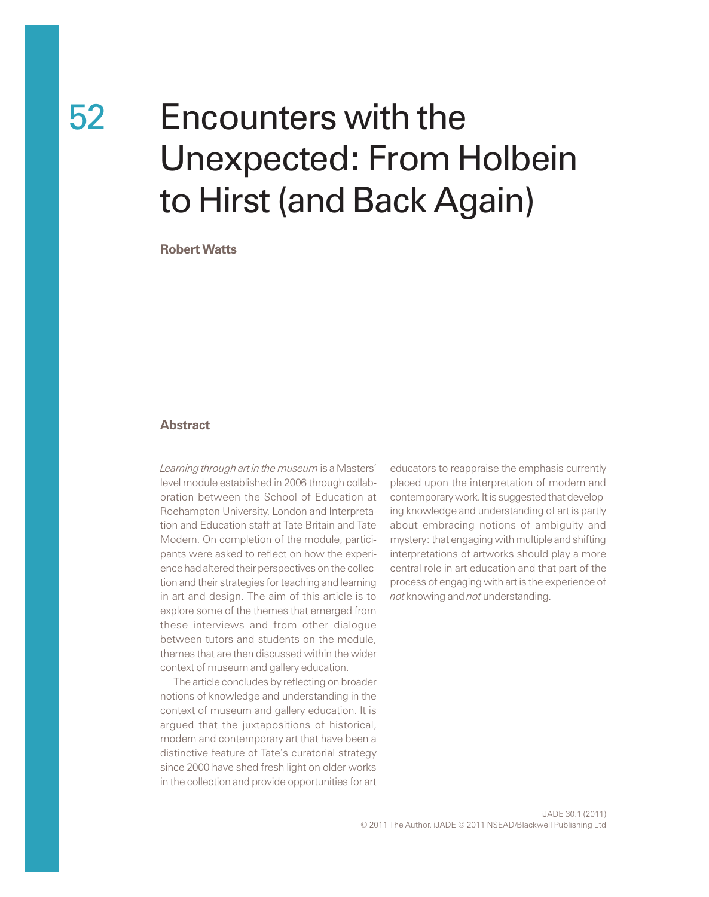# Encounters with the Unexpected: From Holbein to Hirst (and Back Again)

**Robert Watts**

## Abstract

*Learning through art in the museum* is a Masters' level module established in 2006 through collaboration between the School of Education at Roehampton University, London and Interpretation and Education staff at Tate Britain and Tate Modern. On completion of the module, participants were asked to reflect on how the experience had altered their perspectives on the collection and their strategies for teaching and learning in art and design. The aim of this article is to explore some of the themes that emerged from these interviews and from other dialogue between tutors and students on the module, themes that are then discussed within the wider context of museum and gallery education.

The article concludes by reflecting on broader notions of knowledge and understanding in the context of museum and gallery education. It is argued that the juxtapositions of historical, modern and contemporary art that have been a distinctive feature of Tate's curatorial strategy since 2000 have shed fresh light on older works in the collection and provide opportunities for art educators to reappraise the emphasis currently placed upon the interpretation of modern and contemporary work. It is suggested that developing knowledge and understanding of art is partly about embracing notions of ambiguity and mystery: that engaging with multiple and shifting interpretations of artworks should play a more central role in art education and that part of the process of engaging with art is the experience of *not* knowing and *not* understanding.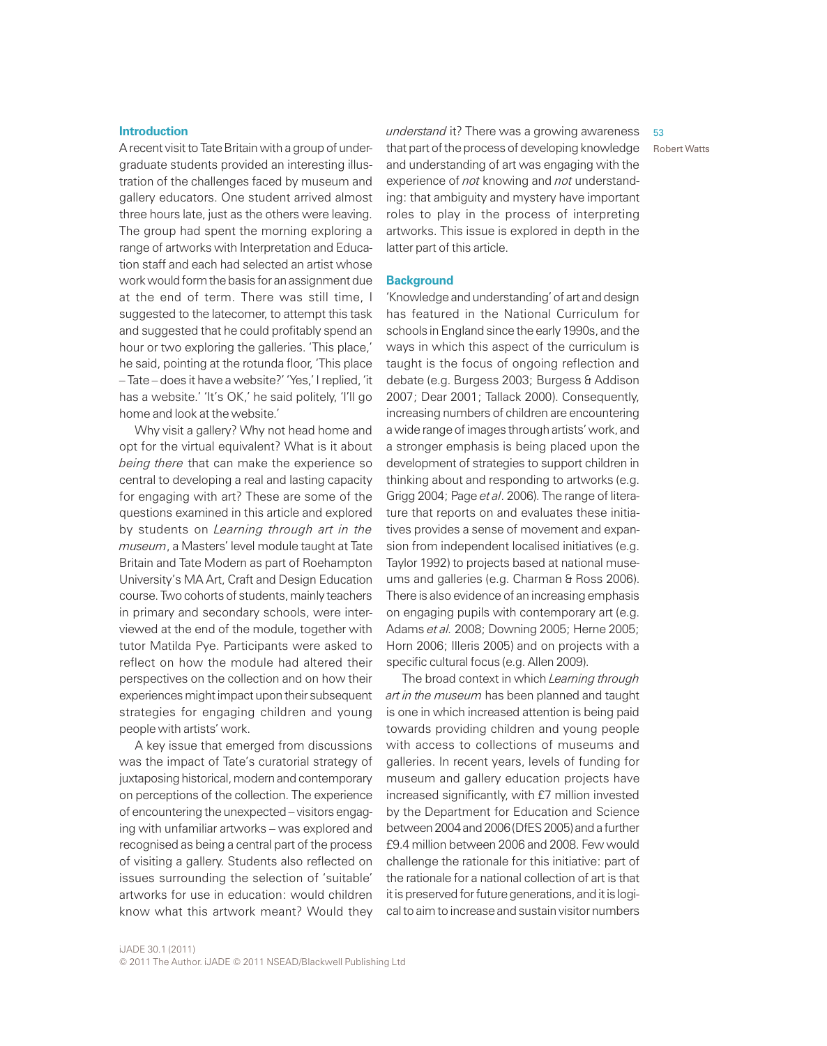## Introduction

A recent visit to Tate Britain with a group of undergraduate students provided an interesting illustration of the challenges faced by museum and gallery educators. One student arrived almost three hours late, just as the others were leaving. The group had spent the morning exploring a range of artworks with Interpretation and Education staff and each had selected an artist whose work would form the basis for an assignment due at the end of term. There was still time, I suggested to the latecomer, to attempt this task and suggested that he could profitably spend an hour or two exploring the galleries. 'This place,' he said, pointing at the rotunda floor, 'This place – Tate – does it have a website?' 'Yes,' I replied, 'it has a website.' 'It's OK,' he said politely, 'I'll go home and look at the website.'

Why visit a gallery? Why not head home and opt for the virtual equivalent? What is it about *being there* that can make the experience so central to developing a real and lasting capacity for engaging with art? These are some of the questions examined in this article and explored by students on *Learning through art in the museum*, a Masters' level module taught at Tate Britain and Tate Modern as part of Roehampton University's MA Art, Craft and Design Education course. Two cohorts of students, mainly teachers in primary and secondary schools, were interviewed at the end of the module, together with tutor Matilda Pye. Participants were asked to reflect on how the module had altered their perspectives on the collection and on how their experiences might impact upon their subsequent strategies for engaging children and young people with artists' work.

A key issue that emerged from discussions was the impact of Tate's curatorial strategy of juxtaposing historical, modern and contemporary on perceptions of the collection. The experience of encountering the unexpected – visitors engaging with unfamiliar artworks – was explored and recognised as being a central part of the process of visiting a gallery. Students also reflected on issues surrounding the selection of 'suitable' artworks for use in education: would children know what this artwork meant? Would they *understand* it? There was a growing awareness that part of the process of developing knowledge and understanding of art was engaging with the experience of *not* knowing and *not* understanding: that ambiguity and mystery have important roles to play in the process of interpreting artworks. This issue is explored in depth in the latter part of this article.

## Background

'Knowledge and understanding' of art and design has featured in the National Curriculum for schools in England since the early 1990s, and the ways in which this aspect of the curriculum is taught is the focus of ongoing reflection and debate (e.g. Burgess 2003; Burgess & Addison 2007; Dear 2001; Tallack 2000). Consequently, increasing numbers of children are encountering a wide range of images through artists' work, and a stronger emphasis is being placed upon the development of strategies to support children in thinking about and responding to artworks (e.g. Grigg 2004; Page *et al*. 2006). The range of literature that reports on and evaluates these initiatives provides a sense of movement and expansion from independent localised initiatives (e.g. Taylor 1992) to projects based at national museums and galleries (e.g. Charman & Ross 2006). There is also evidence of an increasing emphasis on engaging pupils with contemporary art (e.g. Adams *et al.* 2008; Downing 2005; Herne 2005; Horn 2006; Illeris 2005) and on projects with a specific cultural focus (e.g. Allen 2009).

The broad context in which *Learning through art in the museum* has been planned and taught is one in which increased attention is being paid towards providing children and young people with access to collections of museums and galleries. In recent years, levels of funding for museum and gallery education projects have increased significantly, with £7 million invested by the Department for Education and Science between 2004 and 2006 (DfES 2005) and a further £9.4 million between 2006 and 2008. Few would challenge the rationale for this initiative: part of the rationale for a national collection of art is that it is preserved for future generations, and it is logical to aim to increase and sustain visitor numbers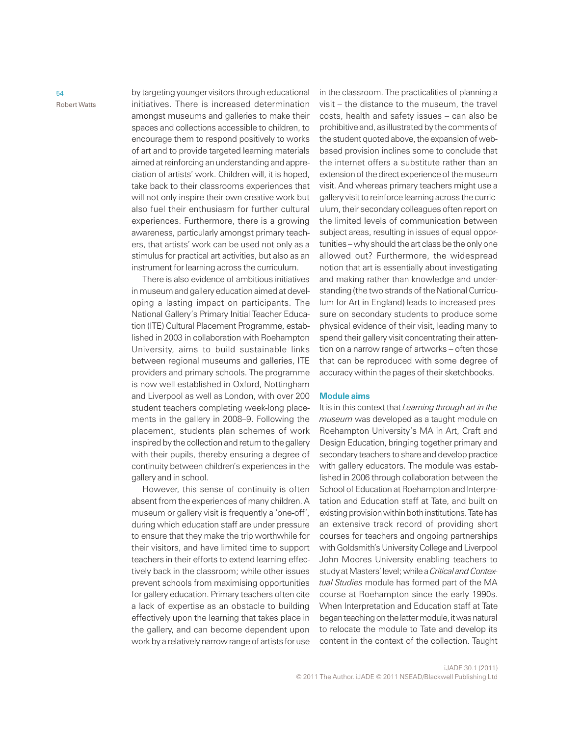by targeting younger visitors through educational initiatives. There is increased determination amongst museums and galleries to make their spaces and collections accessible to children, to encourage them to respond positively to works of art and to provide targeted learning materials aimed at reinforcing an understanding and appreciation of artists' work. Children will, it is hoped, take back to their classrooms experiences that will not only inspire their own creative work but also fuel their enthusiasm for further cultural experiences. Furthermore, there is a growing awareness, particularly amongst primary teachers, that artists' work can be used not only as a stimulus for practical art activities, but also as an instrument for learning across the curriculum.

There is also evidence of ambitious initiatives in museum and gallery education aimed at developing a lasting impact on participants. The National Gallery's Primary Initial Teacher Education (ITE) Cultural Placement Programme, established in 2003 in collaboration with Roehampton University, aims to build sustainable links between regional museums and galleries, ITE providers and primary schools. The programme is now well established in Oxford, Nottingham and Liverpool as well as London, with over 200 student teachers completing week-long placements in the gallery in 2008–9. Following the placement, students plan schemes of work inspired by the collection and return to the gallery with their pupils, thereby ensuring a degree of continuity between children's experiences in the gallery and in school.

However, this sense of continuity is often absent from the experiences of many children. A museum or gallery visit is frequently a 'one-off', during which education staff are under pressure to ensure that they make the trip worthwhile for their visitors, and have limited time to support teachers in their efforts to extend learning effectively back in the classroom; while other issues prevent schools from maximising opportunities for gallery education. Primary teachers often cite a lack of expertise as an obstacle to building effectively upon the learning that takes place in the gallery, and can become dependent upon work by a relatively narrow range of artists for use in the classroom. The practicalities of planning a visit – the distance to the museum, the travel costs, health and safety issues – can also be prohibitive and, as illustrated by the comments of the student quoted above, the expansion of web-based provision inclines some to conclude that the internet offers a substitute rather than an extension of the direct experience of the museum visit. And whereas primary teachers might use a gallery visit to reinforce learning across the curriculum, their secondary colleagues often report on the limited levels of communication between subject areas, resulting in issues of equal opportunities – why should the art class be the only one allowed out? Furthermore, the widespread notion that art is essentially about investigating and making rather than knowledge and understanding (the two strands of the National Curriculum for Art in England) leads to increased pressure on secondary students to produce some physical evidence of their visit, leading many to spend their gallery visit concentrating their attention on a narrow range of artworks – often those that can be reproduced with some degree of accuracy within the pages of their sketchbooks.

## Module aims

It is in this context that *Learning through art in the museum* was developed as a taught module on Roehampton University's MA in Art, Craft and Design Education, bringing together primary and secondary teachers to share and develop practice with gallery educators. The module was established in 2006 through collaboration between the School of Education at Roehampton and Interpretation and Education staff at Tate, and built on existing provision within both institutions. Tate has an extensive track record of providing short courses for teachers and ongoing partnerships with Goldsmith's University College and Liverpool John Moores University enabling teachers to study at Masters' level; while a *Critical and Contextual Studies* module has formed part of the MA course at Roehampton since the early 1990s. When Interpretation and Education staff at Tate began teaching on the latter module, it was natural to relocate the module to Tate and develop its content in the context of the collection. Taught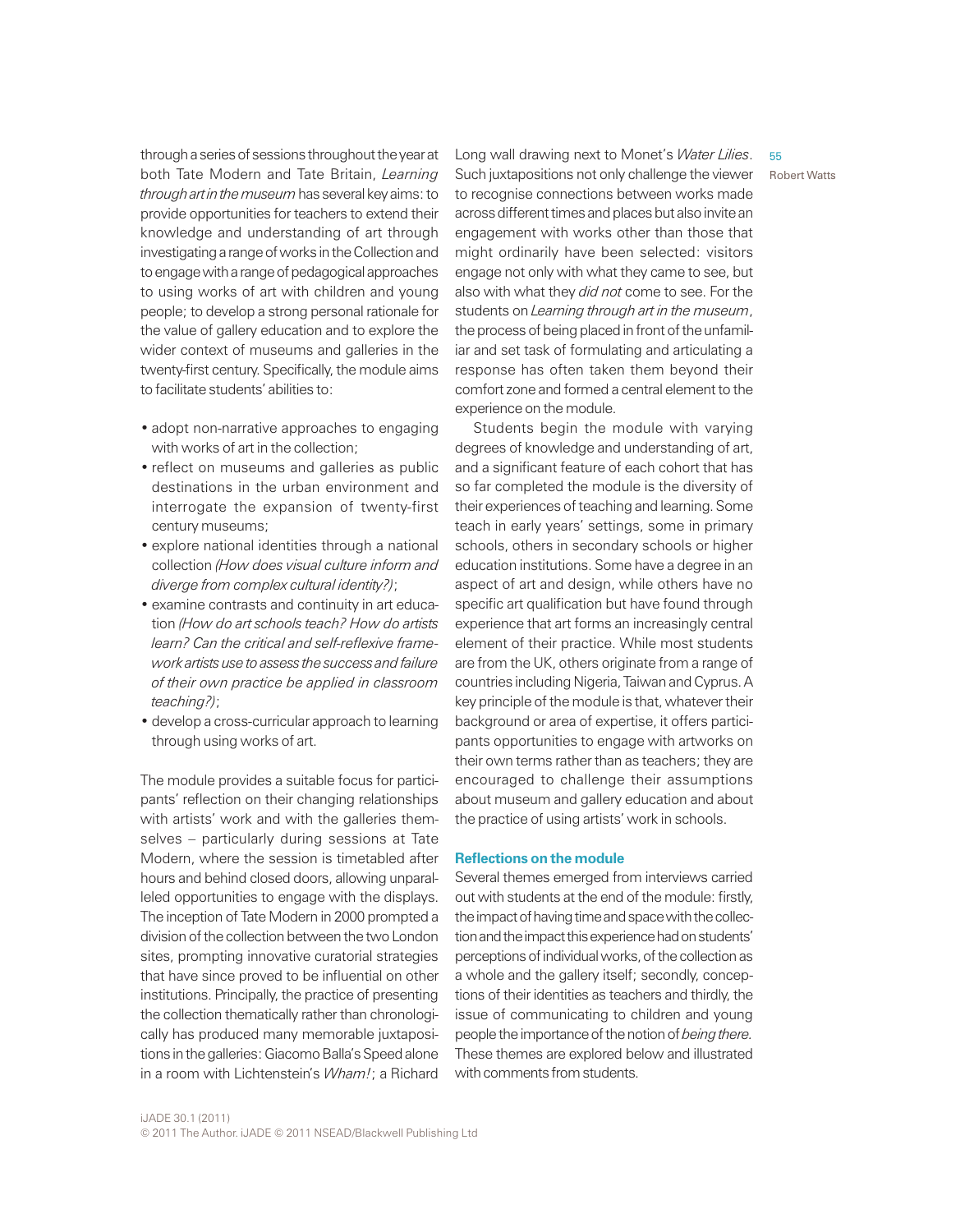through a series of sessions throughout the year at both Tate Modern and Tate Britain, *Learning through art in the museum* has several key aims: to provide opportunities for teachers to extend their knowledge and understanding of art through investigating a range of works in the Collection and to engage with a range of pedagogical approaches to using works of art with children and young people; to develop a strong personal rationale for the value of gallery education and to explore the wider context of museums and galleries in the twenty-first century. Specifically, the module aims to facilitate students' abilities to:

- adopt non-narrative approaches to engaging with works of art in the collection;
- reflect on museums and galleries as public destinations in the urban environment and interrogate the expansion of twenty-first century museums;
- explore national identities through a national collection *(How does visual culture inform and diverge from complex cultural identity?)*;
- examine contrasts and continuity in art education *(How do art schools teach? How do artists learn? Can the critical and self-reflexive framework artists use to assess the success and failure of their own practice be applied in classroom teaching?)*;
- develop a cross-curricular approach to learning through using works of art.

The module provides a suitable focus for participants' reflection on their changing relationships with artists' work and with the galleries themselves – particularly during sessions at Tate Modern, where the session is timetabled after hours and behind closed doors, allowing unparalleled opportunities to engage with the displays. The inception of Tate Modern in 2000 prompted a division of the collection between the two London sites, prompting innovative curatorial strategies that have since proved to be influential on other institutions. Principally, the practice of presenting the collection thematically rather than chronologically has produced many memorable juxtapositions in the galleries: Giacomo Balla's Speed alone in a room with Lichtenstein's *Wham!*; a Richard Long wall drawing next to Monet's *Water Lilies*. Such juxtapositions not only challenge the viewer to recognise connections between works made across different times and places but also invite an engagement with works other than those that might ordinarily have been selected: visitors engage not only with what they came to see, but also with what they *did not* come to see. For the students on *Learning through art in the museum*, the process of being placed in front of the unfamiliar and set task of formulating and articulating a response has often taken them beyond their comfort zone and formed a central element to the experience on the module.

Students begin the module with varying degrees of knowledge and understanding of art, and a significant feature of each cohort that has so far completed the module is the diversity of their experiences of teaching and learning. Some teach in early years' settings, some in primary schools, others in secondary schools or higher education institutions. Some have a degree in an aspect of art and design, while others have no specific art qualification but have found through experience that art forms an increasingly central element of their practice. While most students are from the UK, others originate from a range of countries including Nigeria, Taiwan and Cyprus. A key principle of the module is that, whatever their background or area of expertise, it offers participants opportunities to engage with artworks on their own terms rather than as teachers; they are encouraged to challenge their assumptions about museum and gallery education and about the practice of using artists' work in schools.

## Reflections on the module

Several themes emerged from interviews carried out with students at the end of the module: firstly, the impact of having time and space with the collection and the impact this experience had on students' perceptions of individual works, of the collection as a whole and the gallery itself; secondly, conceptions of their identities as teachers and thirdly, the issue of communicating to children and young people the importance of the notion of *being there*. These themes are explored below and illustrated with comments from students.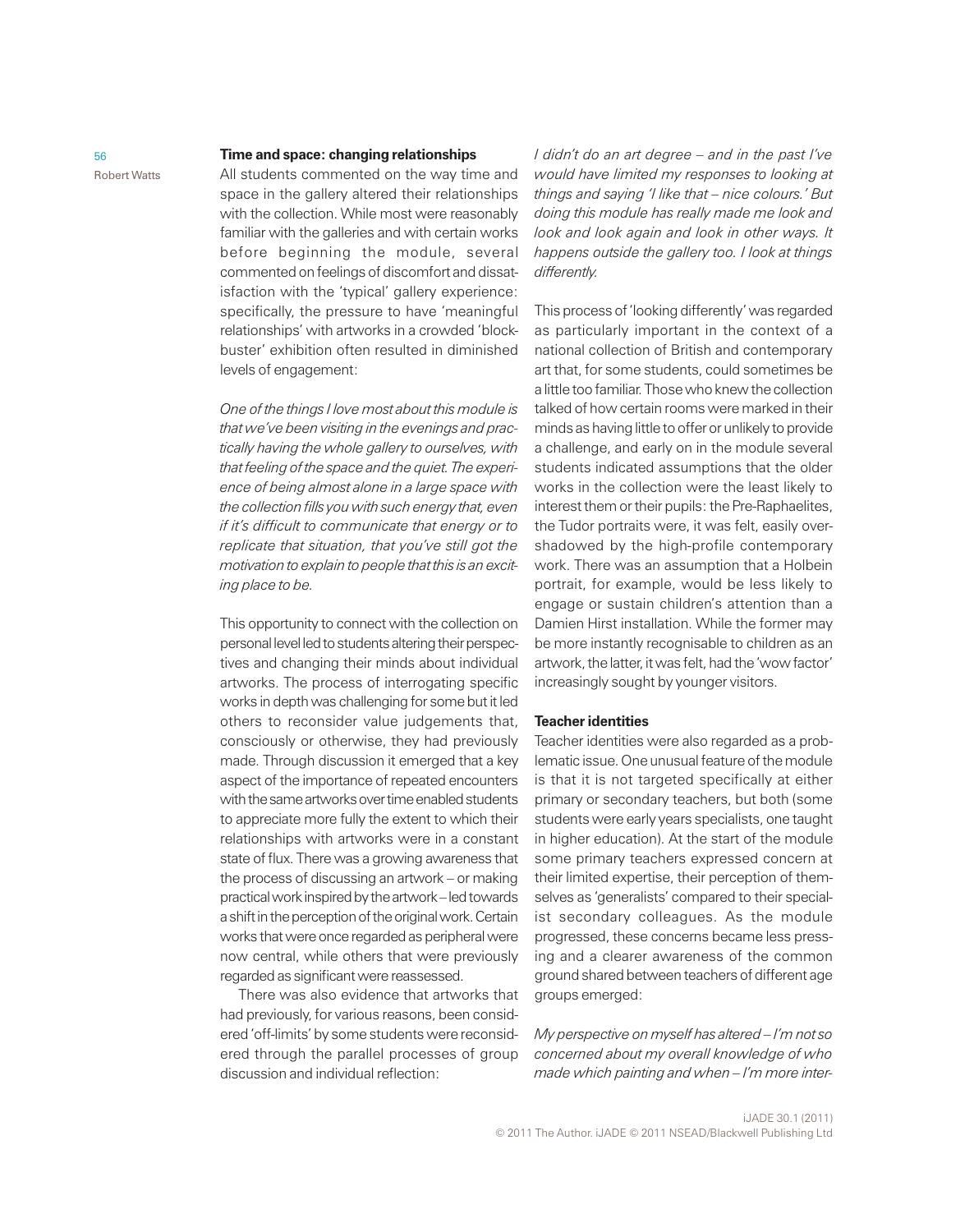## Time and space: changing relationships

All students commented on the way time and space in the gallery altered their relationships with the collection. While most were reasonably familiar with the galleries and with certain works before beginning the module, several commented on feelings of discomfort and dissatisfaction with the 'typical' gallery experience: specifically, the pressure to have 'meaningful relationships' with artworks in a crowded 'blockbuster' exhibition often resulted in diminished levels of engagement:

*One of the things I love most about this module is that we've been visiting in the evenings and practically having the whole gallery to ourselves, with that feeling of the space and the quiet. The experience of being almost alone in a large space with the collection fills you with such energy that, even if it's difficult to communicate that energy or to replicate that situation, that you've still got the motivation to explain to people that this is an exciting place to be.*

This opportunity to connect with the collection on personal level led to students altering their perspectives and changing their minds about individual artworks. The process of interrogating specific works in depth was challenging for some but it led others to reconsider value judgements that, consciously or otherwise, they had previously made. Through discussion it emerged that a key aspect of the importance of repeated encounters with the same artworks over time enabled students to appreciate more fully the extent to which their relationships with artworks were in a constant state of flux. There was a growing awareness that the process of discussing an artwork – or making practical work inspired by the artwork – led towards a shift in the perception of the original work. Certain works that were once regarded as peripheral were now central, while others that were previously regarded as significant were reassessed.

There was also evidence that artworks that had previously, for various reasons, been considered 'off-limits' by some students were reconsidered through the parallel processes of group discussion and individual reflection:

*I didn't do an art degree – and in the past I've would have limited my responses to looking at things and saying 'I like that – nice colours.' But doing this module has really made me look and look and look again and look in other ways. It happens outside the gallery too. I look at things differently.*

This process of 'looking differently' was regarded as particularly important in the context of a national collection of British and contemporary art that, for some students, could sometimes be a little too familiar. Those who knew the collection talked of how certain rooms were marked in their minds as having little to offer or unlikely to provide a challenge, and early on in the module several students indicated assumptions that the older works in the collection were the least likely to interest them or their pupils: the Pre-Raphaelites, the Tudor portraits were, it was felt, easily overshadowed by the high-profile contemporary work. There was an assumption that a Holbein portrait, for example, would be less likely to engage or sustain children's attention than a Damien Hirst installation. While the former may be more instantly recognisable to children as an artwork, the latter, it was felt, had the 'wow factor' increasingly sought by younger visitors.

## Teacher identities

Teacher identities were also regarded as a problematic issue. One unusual feature of the module is that it is not targeted specifically at either primary or secondary teachers, but both (some students were early years specialists, one taught in higher education). At the start of the module some primary teachers expressed concern at their limited expertise, their perception of themselves as 'generalists' compared to their specialist secondary colleagues. As the module progressed, these concerns became less pressing and a clearer awareness of the common ground shared between teachers of different age groups emerged:

*My perspective on myself has altered – I'm not so concerned about my overall knowledge of who made which painting and when – I'm more inter-*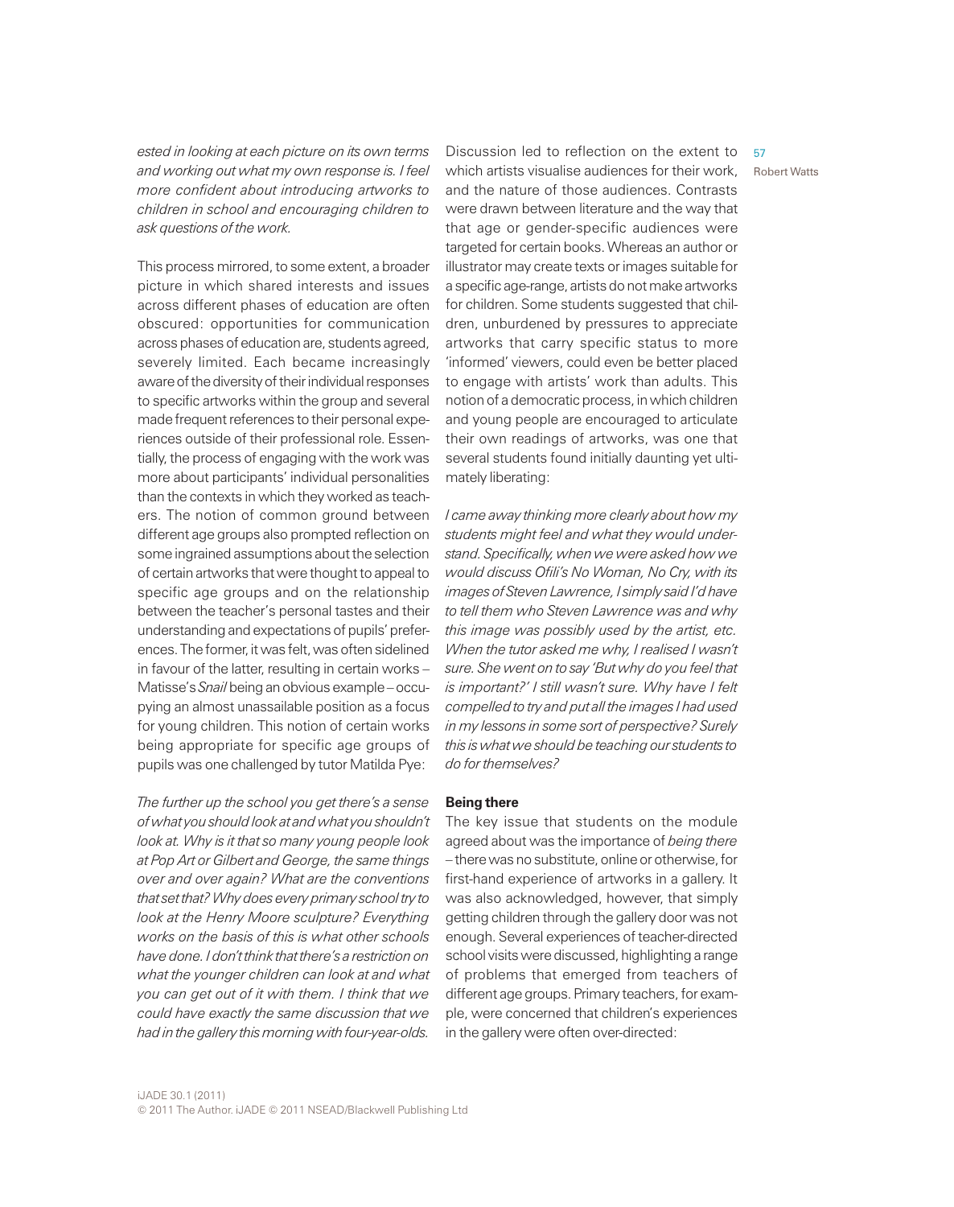*ested in looking at each picture on its own terms and working out what my own response is. I feel more confident about introducing artworks to children in school and encouraging children to ask questions of the work.*

This process mirrored, to some extent, a broader picture in which shared interests and issues across different phases of education are often obscured: opportunities for communication across phases of education are, students agreed, severely limited. Each became increasingly aware of the diversity of their individual responses to specific artworks within the group and several made frequent references to their personal experiences outside of their professional role. Essentially, the process of engaging with the work was more about participants' individual personalities than the contexts in which they worked as teachers. The notion of common ground between different age groups also prompted reflection on some ingrained assumptions about the selection of certain artworks that were thought to appeal to specific age groups and on the relationship between the teacher's personal tastes and their understanding and expectations of pupils' preferences. The former, it was felt, was often sidelined in favour of the latter, resulting in certain works – Matisse's *Snail* being an obvious example – occupying an almost unassailable position as a focus for young children. This notion of certain works being appropriate for specific age groups of pupils was one challenged by tutor Matilda Pye:

*The further up the school you get there's a sense of what you should look at and what you shouldn't look at. Why is it that so many young people look at Pop Art or Gilbert and George, the same things over and over again? What are the conventions that set that? Why does every primary school try to look at the Henry Moore sculpture? Everything works on the basis of this is what other schools have done. I don't think that there's a restriction on what the younger children can look at and what you can get out of it with them. I think that we could have exactly the same discussion that we had in the gallery this morning with four-year-olds.*

Discussion led to reflection on the extent to which artists visualise audiences for their work, and the nature of those audiences. Contrasts were drawn between literature and the way that that age or gender-specific audiences were targeted for certain books. Whereas an author or illustrator may create texts or images suitable for a specific age-range, artists do not make artworks for children. Some students suggested that children, unburdened by pressures to appreciate artworks that carry specific status to more 'informed' viewers, could even be better placed to engage with artists' work than adults. This notion of a democratic process, in which children and young people are encouraged to articulate their own readings of artworks, was one that several students found initially daunting yet ultimately liberating:

*I came away thinking more clearly about how my students might feel and what they would understand. Specifically, when we were asked how we would discuss Ofili's No Woman, No Cry, with its images of Steven Lawrence, I simply said I'd have to tell them who Steven Lawrence was and why this image was possibly used by the artist, etc. When the tutor asked me why, I realised I wasn't sure. She went on to say 'But why do you feel that is important?' I still wasn't sure. Why have I felt compelled to try and put all the images I had used in my lessons in some sort of perspective? Surely this is what we should be teaching our students to do for themselves?*

**Being there**

The key issue that students on the module agreed about was the importance of *being there* – there was no substitute, online or otherwise, for first-hand experience of artworks in a gallery. It was also acknowledged, however, that simply getting children through the gallery door was not enough. Several experiences of teacher-directed school visits were discussed, highlighting a range of problems that emerged from teachers of different age groups. Primary teachers, for example, were concerned that children's experiences in the gallery were often over-directed: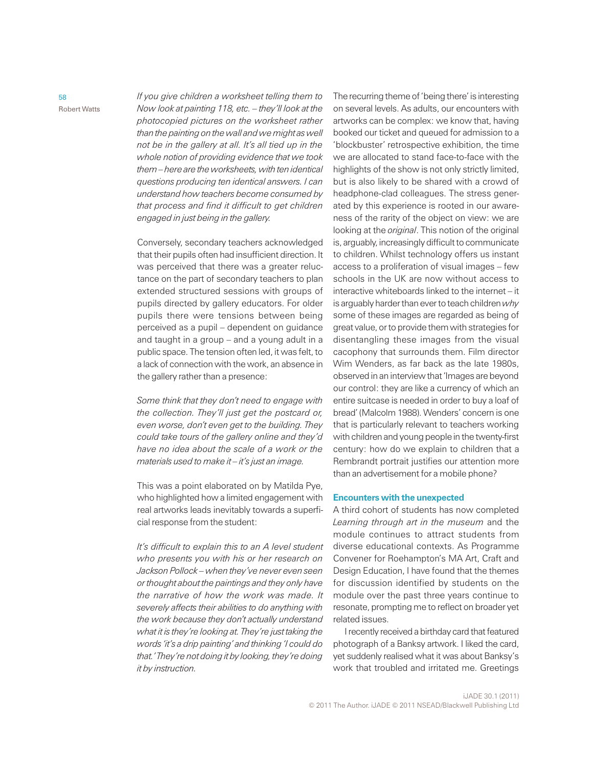*If you give children a worksheet telling them to Now look at painting 118, etc. – they'll look at the photocopied pictures on the worksheet rather than the painting on the wall and we might as well not be in the gallery at all. It's all tied up in the whole notion of providing evidence that we took them – here are the worksheets, with ten identical questions producing ten identical answers. I can understand how teachers become consumed by that process and find it difficult to get children engaged in just being in the gallery.*

Conversely, secondary teachers acknowledged that their pupils often had insufficient direction. It was perceived that there was a greater reluctance on the part of secondary teachers to plan extended structured sessions with groups of pupils directed by gallery educators. For older pupils there were tensions between being perceived as a pupil – dependent on guidance and taught in a group – and a young adult in a public space. The tension often led, it was felt, to a lack of connection with the work, an absence in the gallery rather than a presence:

*Some think that they don't need to engage with the collection. They'll just get the postcard or, even worse, don't even get to the building. They could take tours of the gallery online and they'd have no idea about the scale of a work or the materials used to make it – it's just an image.*

This was a point elaborated on by Matilda Pye, who highlighted how a limited engagement with real artworks leads inevitably towards a superficial response from the student:

*It's difficult to explain this to an A level student who presents you with his or her research on Jackson Pollock – when they've never even seen or thought about the paintings and they only have the narrative of how the work was made. It severely affects their abilities to do anything with the work because they don't actually understand what it is they're looking at. They're just taking the words 'it's a drip painting' and thinking 'I could do that.' They're not doing it by looking, they're doing it by instruction.*

The recurring theme of 'being there' is interesting on several levels. As adults, our encounters with artworks can be complex: we know that, having booked our ticket and queued for admission to a 'blockbuster' retrospective exhibition, the time we are allocated to stand face-to-face with the highlights of the show is not only strictly limited, but is also likely to be shared with a crowd of headphone-clad colleagues. The stress generated by this experience is rooted in our awareness of the rarity of the object on view: we are looking at the *original*. This notion of the original is, arguably, increasingly difficult to communicate to children. Whilst technology offers us instant access to a proliferation of visual images – few schools in the UK are now without access to interactive whiteboards linked to the internet – it is arguably harder than ever to teach children *why* some of these images are regarded as being of great value, or to provide them with strategies for disentangling these images from the visual cacophony that surrounds them. Film director Wim Wenders, as far back as the late 1980s, observed in an interview that 'Images are beyond our control: they are like a currency of which an entire suitcase is needed in order to buy a loaf of bread' (Malcolm 1988). Wenders' concern is one that is particularly relevant to teachers working with children and young people in the twenty-first century: how do we explain to children that a Rembrandt portrait justifies our attention more than an advertisement for a mobile phone?

### Encounters with the unexpected

A third cohort of students has now completed *Learning through art in the museum* and the module continues to attract students from diverse educational contexts. As Programme Convener for Roehampton's MA Art, Craft and Design Education, I have found that the themes for discussion identified by students on the module over the past three years continue to resonate, prompting me to reflect on broader yet related issues.

I recently received a birthday card that featured photograph of a Banksy artwork. I liked the card, yet suddenly realised what it was about Banksy's work that troubled and irritated me. Greetings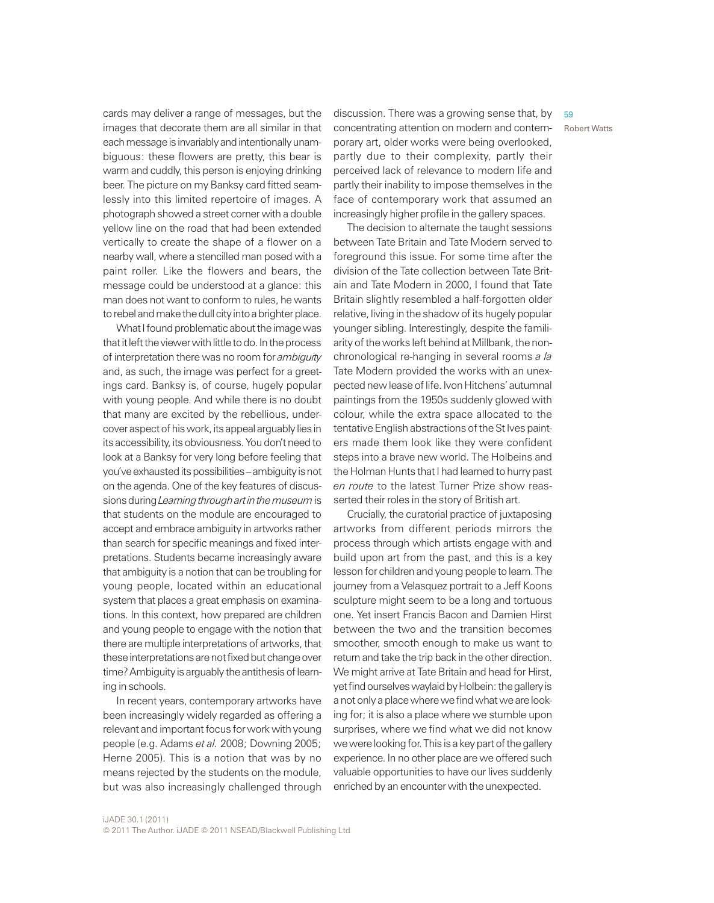cards may deliver a range of messages, but the images that decorate them are all similar in that each message is invariably and intentionally unambiguous: these flowers are pretty, this bear is warm and cuddly, this person is enjoying drinking beer. The picture on my Banksy card fitted seamlessly into this limited repertoire of images. A photograph showed a street corner with a double yellow line on the road that had been extended vertically to create the shape of a flower on a nearby wall, where a stencilled man posed with a paint roller. Like the flowers and bears, the message could be understood at a glance: this man does not want to conform to rules, he wants to rebel and make the dull city into a brighter place.

What I found problematic about the image was that it left the viewer with little to do. In the process of interpretation there was no room for *ambiguity* and, as such, the image was perfect for a greetings card. Banksy is, of course, hugely popular with young people. And while there is no doubt that many are excited by the rebellious, undercover aspect of his work, its appeal arguably lies in its accessibility, its obviousness. You don't need to look at a Banksy for very long before feeling that you've exhausted its possibilities – ambiguity is not on the agenda. One of the key features of discussions during *Learning through art in the museum* is that students on the module are encouraged to accept and embrace ambiguity in artworks rather than search for specific meanings and fixed interpretations. Students became increasingly aware that ambiguity is a notion that can be troubling for young people, located within an educational system that places a great emphasis on examinations. In this context, how prepared are children and young people to engage with the notion that there are multiple interpretations of artworks, that these interpretations are not fixed but change over time? Ambiguity is arguably the antithesis of learning in schools.

In recent years, contemporary artworks have been increasingly widely regarded as offering a relevant and important focus for work with young people (e.g. Adams *et al.* 2008; Downing 2005; Herne 2005). This is a notion that was by no means rejected by the students on the module, but was also increasingly challenged through discussion. There was a growing sense that, by concentrating attention on modern and contemporary art, older works were being overlooked, partly due to their complexity, partly their perceived lack of relevance to modern life and partly their inability to impose themselves in the face of contemporary work that assumed an increasingly higher profile in the gallery spaces.

The decision to alternate the taught sessions between Tate Britain and Tate Modern served to foreground this issue. For some time after the division of the Tate collection between Tate Britain and Tate Modern in 2000, I found that Tate Britain slightly resembled a half-forgotten older relative, living in the shadow of its hugely popular younger sibling. Interestingly, despite the familiarity of the works left behind at Millbank, the non-chronological re-hanging in several rooms *a la* Tate Modern provided the works with an unexpected new lease of life. Ivon Hitchens' autumnal paintings from the 1950s suddenly glowed with colour, while the extra space allocated to the tentative English abstractions of the St Ives painters made them look like they were confident steps into a brave new world. The Holbeins and the Holman Hunts that I had learned to hurry past *en route* to the latest Turner Prize show reasserted their roles in the story of British art.

Crucially, the curatorial practice of juxtaposing artworks from different periods mirrors the process through which artists engage with and build upon art from the past, and this is a key lesson for children and young people to learn. The journey from a Velasquez portrait to a Jeff Koons sculpture might seem to be a long and tortuous one. Yet insert Francis Bacon and Damien Hirst between the two and the transition becomes smoother, smooth enough to make us want to return and take the trip back in the other direction. We might arrive at Tate Britain and head for Hirst, yet find ourselves waylaid by Holbein: the gallery is a not only a place where we find what we are looking for; it is also a place where we stumble upon surprises, where we find what we did not know we were looking for. This is a key part of the gallery experience. In no other place are we offered such valuable opportunities to have our lives suddenly enriched by an encounter with the unexpected.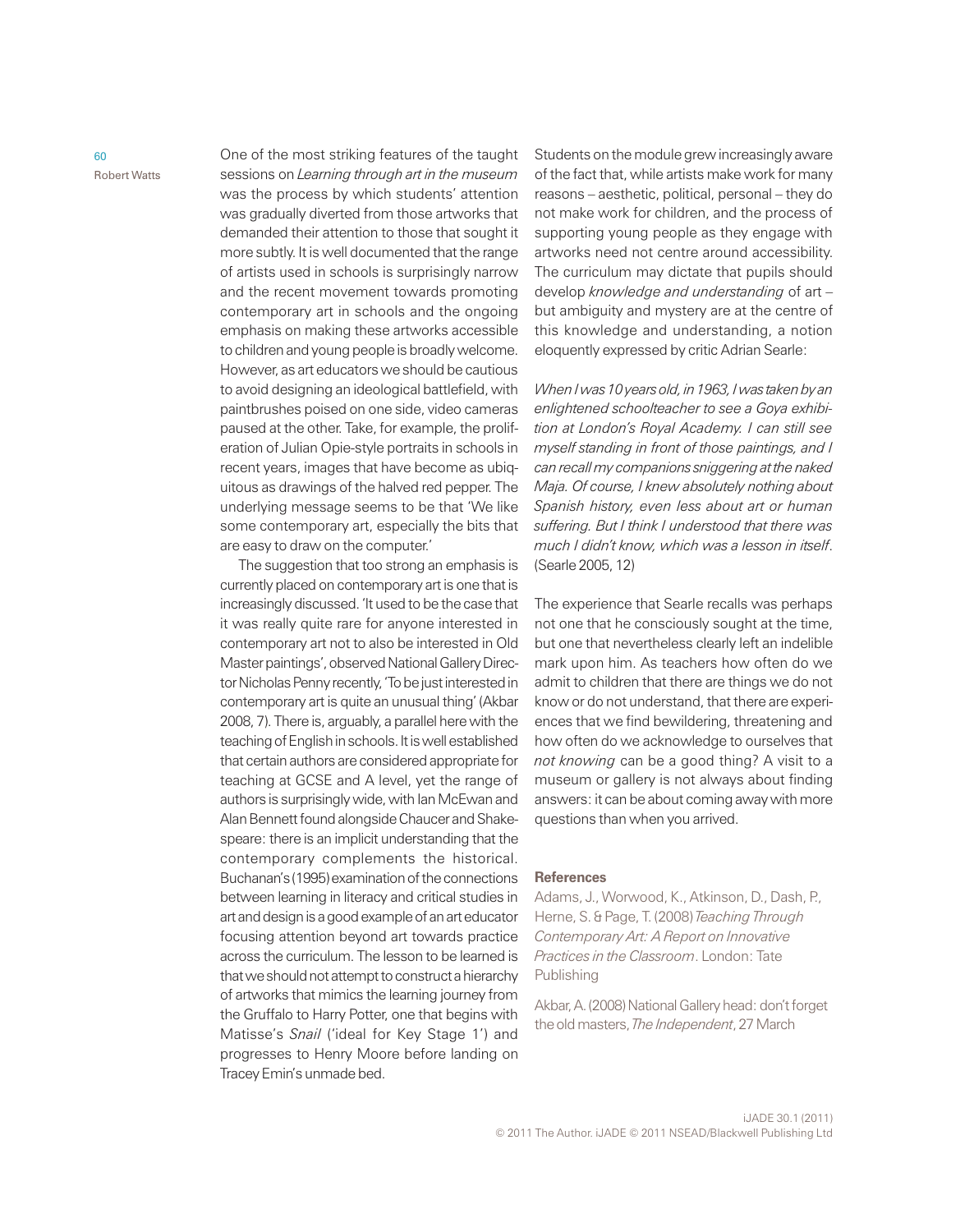One of the most striking features of the taught sessions on *Learning through art in the museum* was the process by which students' attention was gradually diverted from those artworks that demanded their attention to those that sought it more subtly. It is well documented that the range of artists used in schools is surprisingly narrow and the recent movement towards promoting contemporary art in schools and the ongoing emphasis on making these artworks accessible to children and young people is broadly welcome. However, as art educators we should be cautious to avoid designing an ideological battlefield, with paintbrushes poised on one side, video cameras paused at the other. Take, for example, the proliferation of Julian Opie-style portraits in schools in recent years, images that have become as ubiquitous as drawings of the halved red pepper. The underlying message seems to be that 'We like some contemporary art, especially the bits that are easy to draw on the computer.'

The suggestion that too strong an emphasis is currently placed on contemporary art is one that is increasingly discussed. 'It used to be the case that it was really quite rare for anyone interested in contemporary art not to also be interested in Old Master paintings', observed National Gallery Director Nicholas Penny recently, 'To be just interested in contemporary art is quite an unusual thing' (Akbar 2008, 7). There is, arguably, a parallel here with the teaching of English in schools. It is well established that certain authors are considered appropriate for teaching at GCSE and A level, yet the range of authors is surprisingly wide, with Ian McEwan and Alan Bennett found alongside Chaucer and Shakespeare: there is an implicit understanding that the contemporary complements the historical. Buchanan's (1995) examination of the connections between learning in literacy and critical studies in art and design is a good example of an art educator focusing attention beyond art towards practice across the curriculum. The lesson to be learned is that we should not attempt to construct a hierarchy of artworks that mimics the learning journey from the Gruffalo to Harry Potter, one that begins with Matisse's *Snail* ('ideal for Key Stage 1') and progresses to Henry Moore before landing on Tracey Emin's unmade bed.

Students on the module grew increasingly aware of the fact that, while artists make work for many reasons – aesthetic, political, personal – they do not make work for children, and the process of supporting young people as they engage with artworks need not centre around accessibility. The curriculum may dictate that pupils should develop *knowledge and understanding* of art – but ambiguity and mystery are at the centre of this knowledge and understanding, a notion eloquently expressed by critic Adrian Searle:

> *When I was 10 years old, in 1963, I was taken by an enlightened schoolteacher to see a Goya exhibition at London's Royal Academy. I can still see myself standing in front of those paintings, and I can recall my companions sniggering at the naked Maja. Of course, I knew absolutely nothing about Spanish history, even less about art or human suffering. But I think I understood that there was much I didn't know, which was a lesson in itself*. (Searle 2005, 12)

The experience that Searle recalls was perhaps not one that he consciously sought at the time, but one that nevertheless clearly left an indelible mark upon him. As teachers how often do we admit to children that there are things we do not know or do not understand, that there are experiences that we find bewildering, threatening and how often do we acknowledge to ourselves that *not knowing* can be a good thing? A visit to a museum or gallery is not always about finding answers: it can be about coming away with more questions than when you arrived.

## References

Adams, J., Worwood, K., Atkinson, D., Dash, P., Herne, S. & Page, T. (2008) *Teaching Through Contemporary Art: A Report on Innovative Practices in the Classroom*. London: Tate Publishing

Akbar, A. (2008) National Gallery head: don't forget the old masters, *The Independent*, 27 March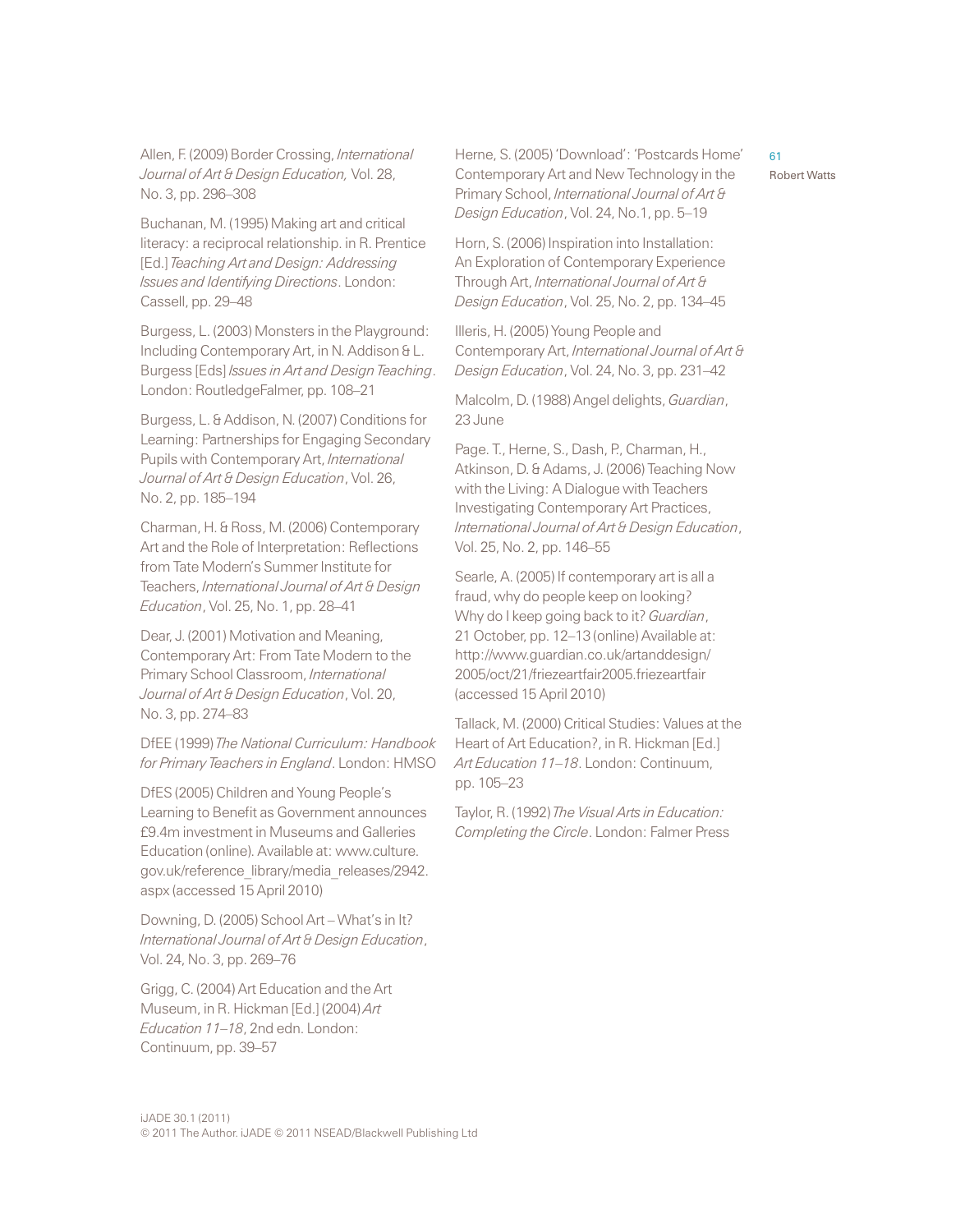Allen, F. (2009) Border Crossing, *International Journal of Art & Design Education,* Vol. 28, No. 3, pp. 296–308

Buchanan, M. (1995) Making art and critical literacy: a reciprocal relationship. in R. Prentice [Ed.] *Teaching Art and Design: Addressing Issues and Identifying Directions*. London: Cassell, pp. 29–48

Burgess, L. (2003) Monsters in the Playground: Including Contemporary Art, in N. Addison & L. Burgess [Eds] *Issues in Art and Design Teaching*. London: RoutledgeFalmer, pp. 108–21

Burgess, L. & Addison, N. (2007) Conditions for Learning: Partnerships for Engaging Secondary Pupils with Contemporary Art, *International Journal of Art & Design Education*, Vol. 26, No. 2, pp. 185–194

Charman, H. & Ross, M. (2006) Contemporary Art and the Role of Interpretation: Reflections from Tate Modern's Summer Institute for Teachers, *International Journal of Art & Design Education*, Vol. 25, No. 1, pp. 28–41

Dear, J. (2001) Motivation and Meaning, Contemporary Art: From Tate Modern to the Primary School Classroom, *International Journal of Art & Design Education*, Vol. 20, No. 3, pp. 274–83

DfEE (1999) *The National Curriculum: Handbook for Primary Teachers in England*. London: HMSO

DfES (2005) Children and Young People's Learning to Benefit as Government announces £9.4m investment in Museums and Galleries Education (online). Available at: www.culture.gov.uk/reference_library/media_releases/2942.aspx (accessed 15 April 2010)

Downing, D. (2005) School Art – What's in It? *International Journal of Art & Design Education*, Vol. 24, No. 3, pp. 269–76

Grigg, C. (2004) Art Education and the Art Museum, in R. Hickman [Ed.] (2004) *Art Education 11–18*, 2nd edn. London: Continuum, pp. 39–57

Herne, S. (2005) 'Download': 'Postcards Home' Contemporary Art and New Technology in the Primary School, *International Journal of Art & Design Education*, Vol. 24, No.1, pp. 5–19

Horn, S. (2006) Inspiration into Installation: An Exploration of Contemporary Experience Through Art, *International Journal of Art & Design Education*, Vol. 25, No. 2, pp. 134–45

Illeris, H. (2005) Young People and Contemporary Art, *International Journal of Art & Design Education*, Vol. 24, No. 3, pp. 231–42

Malcolm, D. (1988) Angel delights, *Guardian*, 23 June

Page. T., Herne, S., Dash, P., Charman, H., Atkinson, D. & Adams, J. (2006) Teaching Now with the Living: A Dialogue with Teachers Investigating Contemporary Art Practices, *International Journal of Art & Design Education*, Vol. 25, No. 2, pp. 146–55

Searle, A. (2005) If contemporary art is all a fraud, why do people keep on looking? Why do I keep going back to it? *Guardian*, 21 October, pp. 12–13 (online) Available at: http://www.guardian.co.uk/artanddesign/2005/oct/21/friezeartfair2005.friezeartfair (accessed 15 April 2010)

Tallack, M. (2000) Critical Studies: Values at the Heart of Art Education?, in R. Hickman [Ed.] *Art Education 11–18*. London: Continuum, pp. 105–23

Taylor, R. (1992) *The Visual Arts in Education: Completing the Circle*. London: Falmer Press